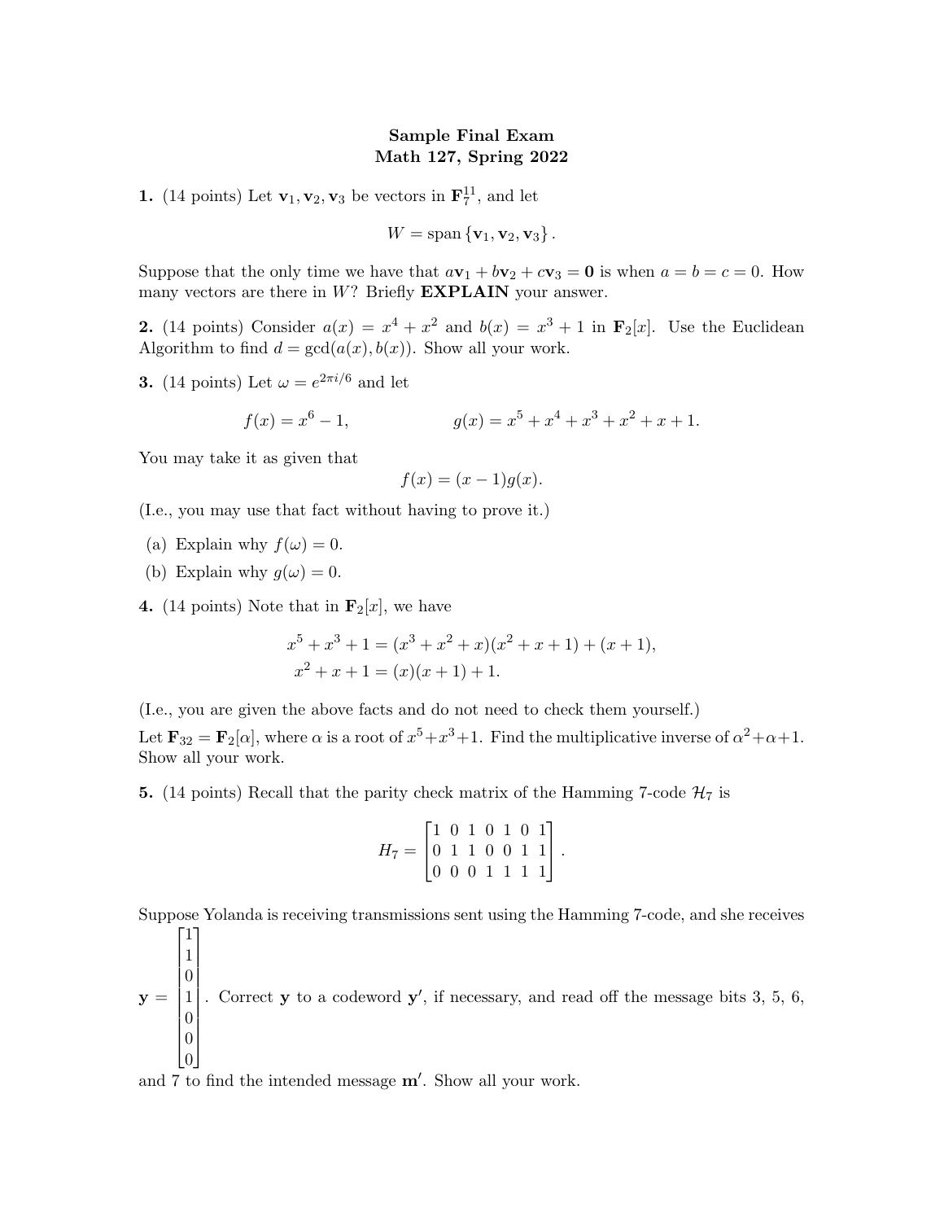**Sample Final Exam**
**Math 127, Spring 2022**

**1.** (14 points) Let $\mathbf{v}_1, \mathbf{v}_2, \mathbf{v}_3$ be vectors in $\mathbf{F}_7^{11}$, and let

$$W = \operatorname{span}\{\mathbf{v}_1, \mathbf{v}_2, \mathbf{v}_3\}.$$

Suppose that the only time we have that $a\mathbf{v}_1 + b\mathbf{v}_2 + c\mathbf{v}_3 = \mathbf{0}$ is when $a = b = c = 0$. How many vectors are there in $W$? Briefly **EXPLAIN** your answer.

**2.** (14 points) Consider $a(x) = x^4 + x^2$ and $b(x) = x^3 + 1$ in $\mathbf{F}_2[x]$. Use the Euclidean Algorithm to find $d = \gcd(a(x), b(x))$. Show all your work.

**3.** (14 points) Let $\omega = e^{2\pi i/6}$ and let

$$f(x) = x^6 - 1, \qquad\qquad g(x) = x^5 + x^4 + x^3 + x^2 + x + 1.$$

You may take it as given that

$$f(x) = (x - 1)g(x).$$

(I.e., you may use that fact without having to prove it.)

(a) Explain why $f(\omega) = 0$.

(b) Explain why $g(\omega) = 0$.

**4.** (14 points) Note that in $\mathbf{F}_2[x]$, we have

$$x^5 + x^3 + 1 = (x^3 + x^2 + x)(x^2 + x + 1) + (x + 1),$$
$$x^2 + x + 1 = (x)(x + 1) + 1.$$

(I.e., you are given the above facts and do not need to check them yourself.)

Let $\mathbf{F}_{32} = \mathbf{F}_2[\alpha]$, where $\alpha$ is a root of $x^5+x^3+1$. Find the multiplicative inverse of $\alpha^2+\alpha+1$. Show all your work.

**5.** (14 points) Recall that the parity check matrix of the Hamming 7-code $\mathcal{H}_7$ is

$$H_7 = \begin{bmatrix} 1 & 0 & 1 & 0 & 1 & 0 & 1 \\ 0 & 1 & 1 & 0 & 0 & 1 & 1 \\ 0 & 0 & 0 & 1 & 1 & 1 & 1 \end{bmatrix}.$$

Suppose Yolanda is receiving transmissions sent using the Hamming 7-code, and she receives $\mathbf{y} = \begin{bmatrix} 1 \\ 1 \\ 0 \\ 1 \\ 0 \\ 0 \\ 0 \end{bmatrix}$. Correct $\mathbf{y}$ to a codeword $\mathbf{y}'$, if necessary, and read off the message bits 3, 5, 6, and 7 to find the intended message $\mathbf{m}'$. Show all your work.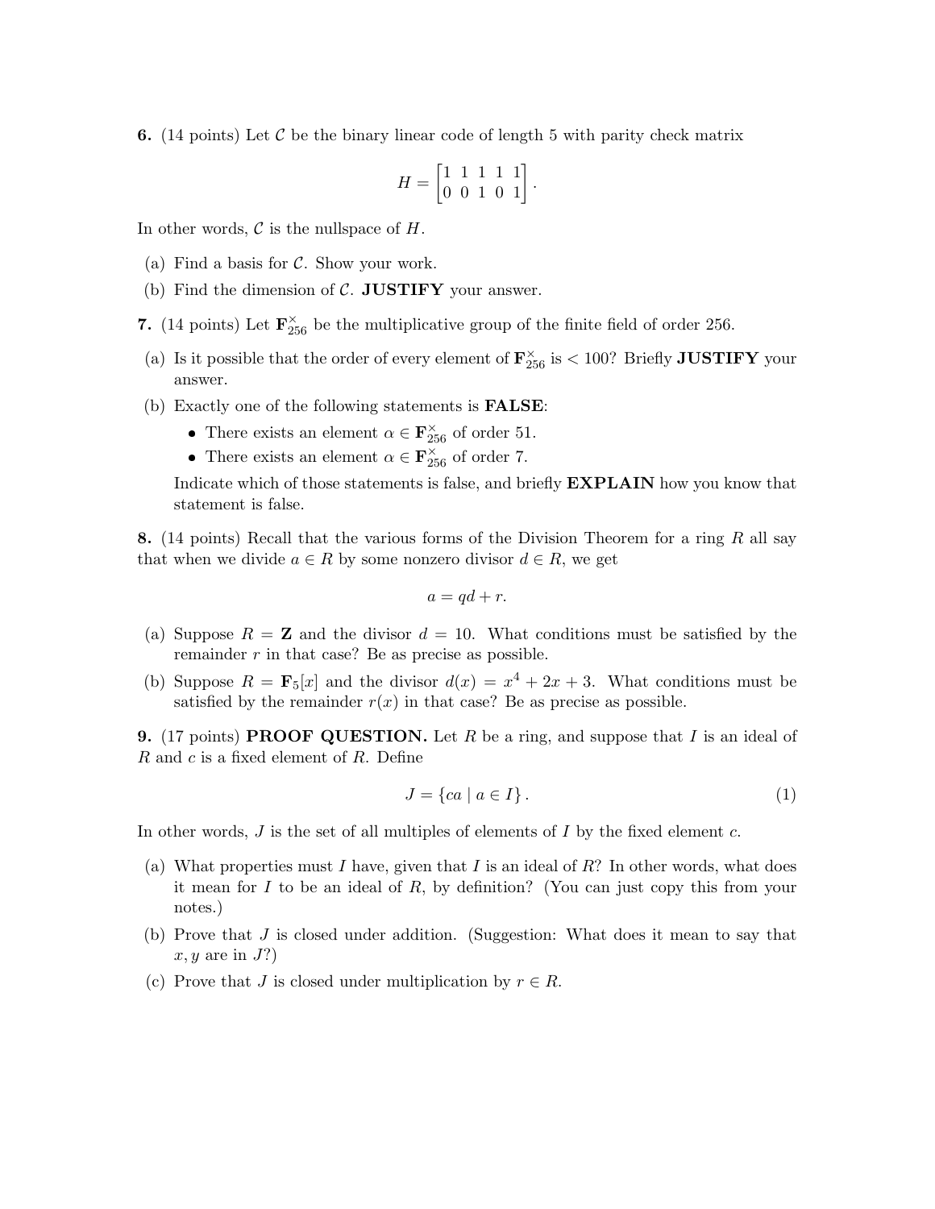**6.** (14 points) Let $\mathcal{C}$ be the binary linear code of length 5 with parity check matrix

$$H = \begin{bmatrix} 1 & 1 & 1 & 1 & 1 \\ 0 & 0 & 1 & 0 & 1 \end{bmatrix}.$$

In other words, $\mathcal{C}$ is the nullspace of $H$.

(a) Find a basis for $\mathcal{C}$. Show your work.

(b) Find the dimension of $\mathcal{C}$. **JUSTIFY** your answer.

**7.** (14 points) Let $\mathbf{F}_{256}^{\times}$ be the multiplicative group of the finite field of order 256.

(a) Is it possible that the order of every element of $\mathbf{F}_{256}^{\times}$ is $< 100$? Briefly **JUSTIFY** your answer.

(b) Exactly one of the following statements is **FALSE**:

- There exists an element $\alpha \in \mathbf{F}_{256}^{\times}$ of order 51.
- There exists an element $\alpha \in \mathbf{F}_{256}^{\times}$ of order 7.

Indicate which of those statements is false, and briefly **EXPLAIN** how you know that statement is false.

**8.** (14 points) Recall that the various forms of the Division Theorem for a ring $R$ all say that when we divide $a \in R$ by some nonzero divisor $d \in R$, we get

$$a = qd + r.$$

(a) Suppose $R = \mathbf{Z}$ and the divisor $d = 10$. What conditions must be satisfied by the remainder $r$ in that case? Be as precise as possible.

(b) Suppose $R = \mathbf{F}_5[x]$ and the divisor $d(x) = x^4 + 2x + 3$. What conditions must be satisfied by the remainder $r(x)$ in that case? Be as precise as possible.

**9.** (17 points) **PROOF QUESTION.** Let $R$ be a ring, and suppose that $I$ is an ideal of $R$ and $c$ is a fixed element of $R$. Define

$$J = \{ca \mid a \in I\}. \tag{1}$$

In other words, $J$ is the set of all multiples of elements of $I$ by the fixed element $c$.

(a) What properties must $I$ have, given that $I$ is an ideal of $R$? In other words, what does it mean for $I$ to be an ideal of $R$, by definition? (You can just copy this from your notes.)

(b) Prove that $J$ is closed under addition. (Suggestion: What does it mean to say that $x, y$ are in $J$?)

(c) Prove that $J$ is closed under multiplication by $r \in R$.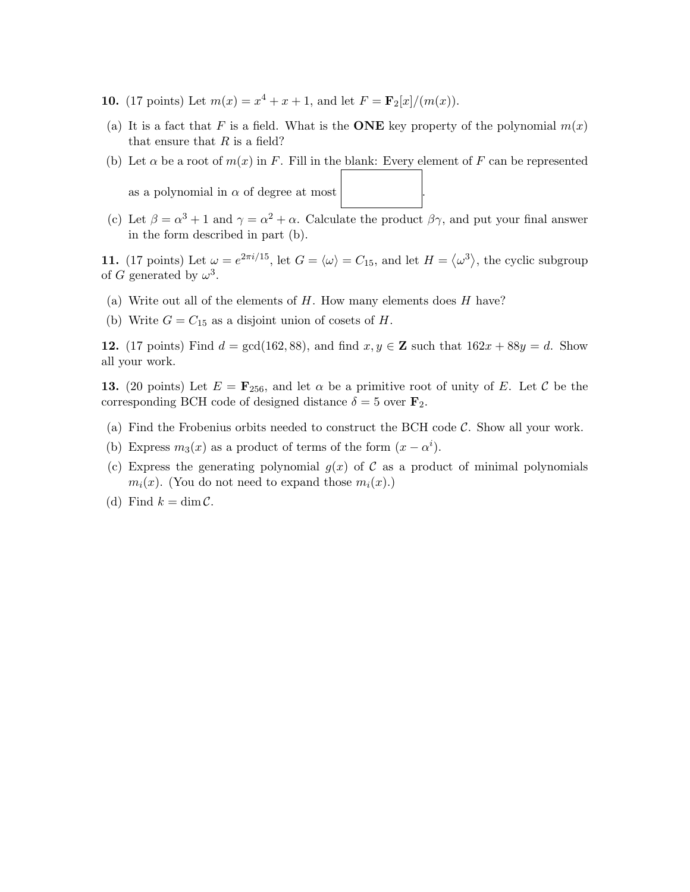**10.** (17 points) Let $m(x) = x^4 + x + 1$, and let $F = \mathbf{F}_2[x]/(m(x))$.

(a) It is a fact that $F$ is a field. What is the **ONE** key property of the polynomial $m(x)$ that ensure that $R$ is a field?

(b) Let $\alpha$ be a root of $m(x)$ in $F$. Fill in the blank: Every element of $F$ can be represented as a polynomial in $\alpha$ of degree at most ________.

(c) Let $\beta = \alpha^3 + 1$ and $\gamma = \alpha^2 + \alpha$. Calculate the product $\beta\gamma$, and put your final answer in the form described in part (b).

**11.** (17 points) Let $\omega = e^{2\pi i/15}$, let $G = \langle \omega \rangle = C_{15}$, and let $H = \langle \omega^3 \rangle$, the cyclic subgroup of $G$ generated by $\omega^3$.

(a) Write out all of the elements of $H$. How many elements does $H$ have?

(b) Write $G = C_{15}$ as a disjoint union of cosets of $H$.

**12.** (17 points) Find $d = \gcd(162, 88)$, and find $x, y \in \mathbf{Z}$ such that $162x + 88y = d$. Show all your work.

**13.** (20 points) Let $E = \mathbf{F}_{256}$, and let $\alpha$ be a primitive root of unity of $E$. Let $\mathcal{C}$ be the corresponding BCH code of designed distance $\delta = 5$ over $\mathbf{F}_2$.

(a) Find the Frobenius orbits needed to construct the BCH code $\mathcal{C}$. Show all your work.

(b) Express $m_3(x)$ as a product of terms of the form $(x - \alpha^i)$.

(c) Express the generating polynomial $g(x)$ of $\mathcal{C}$ as a product of minimal polynomials $m_i(x)$. (You do not need to expand those $m_i(x)$.)

(d) Find $k = \dim \mathcal{C}$.